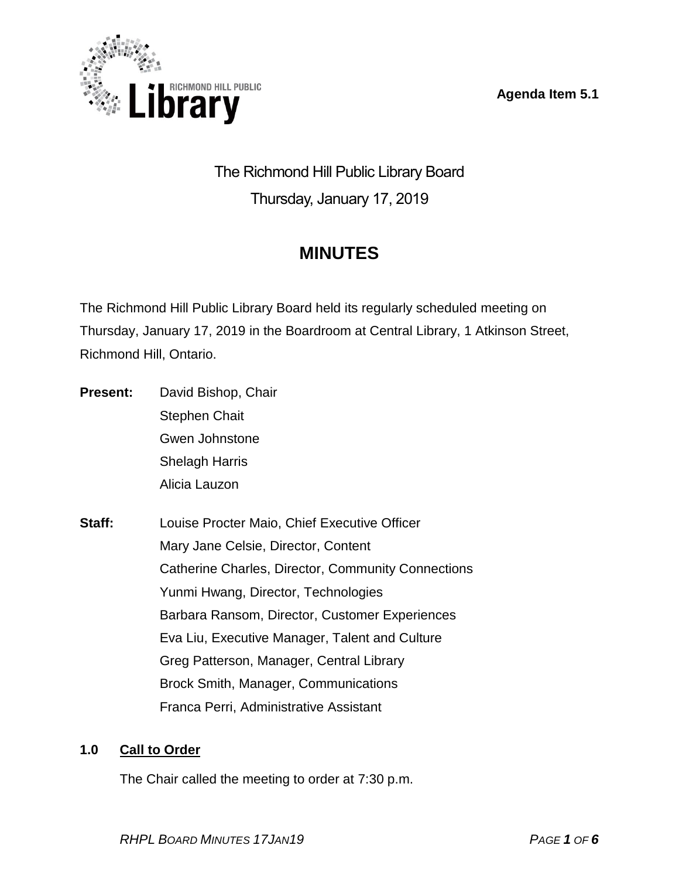Agenda Item 5.1

# The Richmond Hill Public Library Board
Thursday, January 17, 2019

## MINUTES

The Richmond Hill Public Library Board held its regularly scheduled meeting on Thursday, January 17, 2019 in the Boardroom at Central Library, 1 Atkinson Street, Richmond Hill, Ontario.

**Present:**
David Bishop, Chair
Stephen Chait
Gwen Johnstone
Shelagh Harris
Alicia Lauzon

**Staff:**
Louise Procter Maio, Chief Executive Officer
Mary Jane Celsie, Director, Content
Catherine Charles, Director, Community Connections
Yunmi Hwang, Director, Technologies
Barbara Ransom, Director, Customer Experiences
Eva Liu, Executive Manager, Talent and Culture
Greg Patterson, Manager, Central Library
Brock Smith, Manager, Communications
Franca Perri, Administrative Assistant

### 1.0 Call to Order

The Chair called the meeting to order at 7:30 p.m.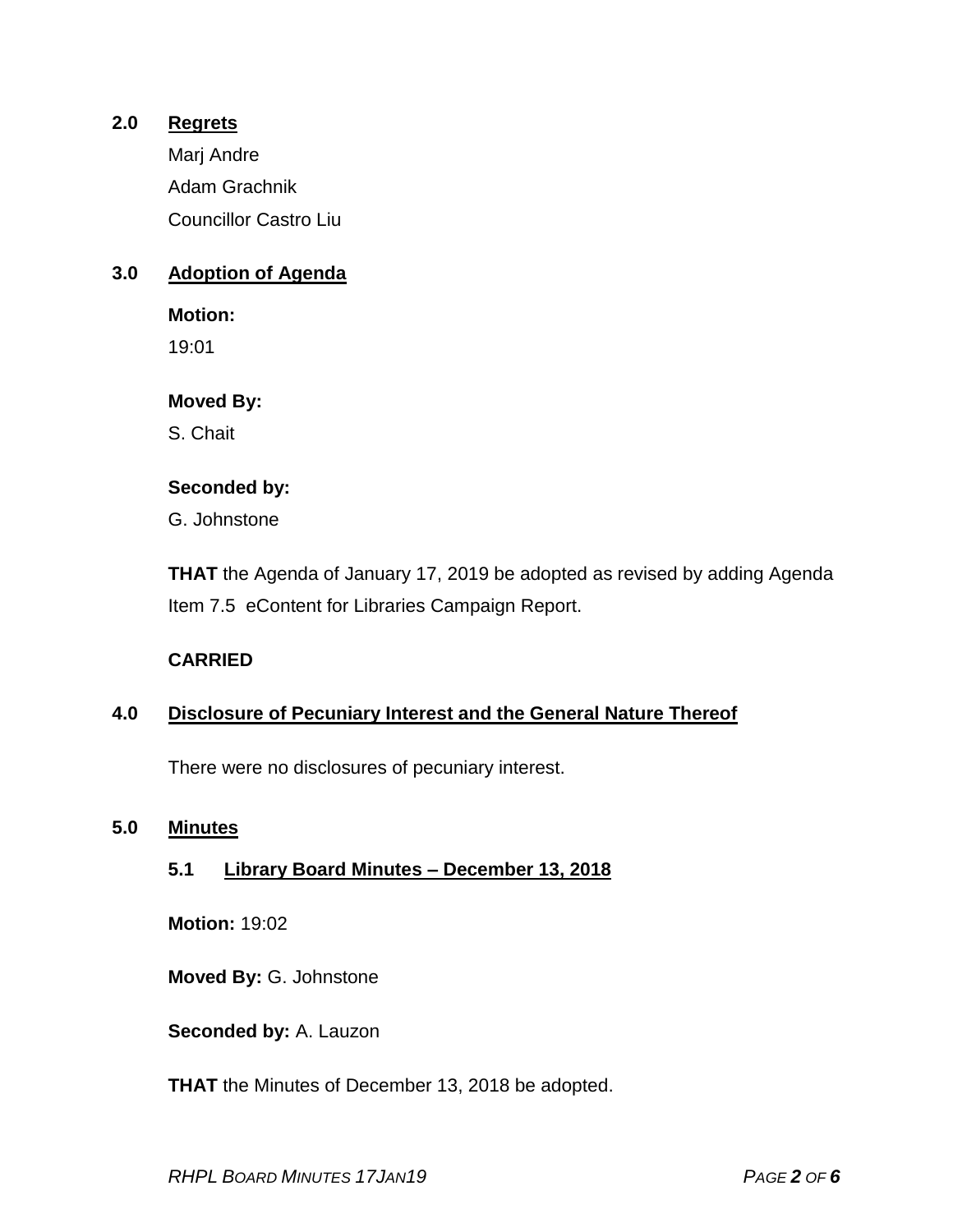## 2.0 Regrets

Marj Andre

Adam Grachnik

Councillor Castro Liu

## 3.0 Adoption of Agenda

**Motion:**

19:01

**Moved By:**

S. Chait

**Seconded by:**

G. Johnstone

**THAT** the Agenda of January 17, 2019 be adopted as revised by adding Agenda Item 7.5 eContent for Libraries Campaign Report.

**CARRIED**

## 4.0 Disclosure of Pecuniary Interest and the General Nature Thereof

There were no disclosures of pecuniary interest.

## 5.0 Minutes

### 5.1 Library Board Minutes – December 13, 2018

**Motion:** 19:02

**Moved By:** G. Johnstone

**Seconded by:** A. Lauzon

**THAT** the Minutes of December 13, 2018 be adopted.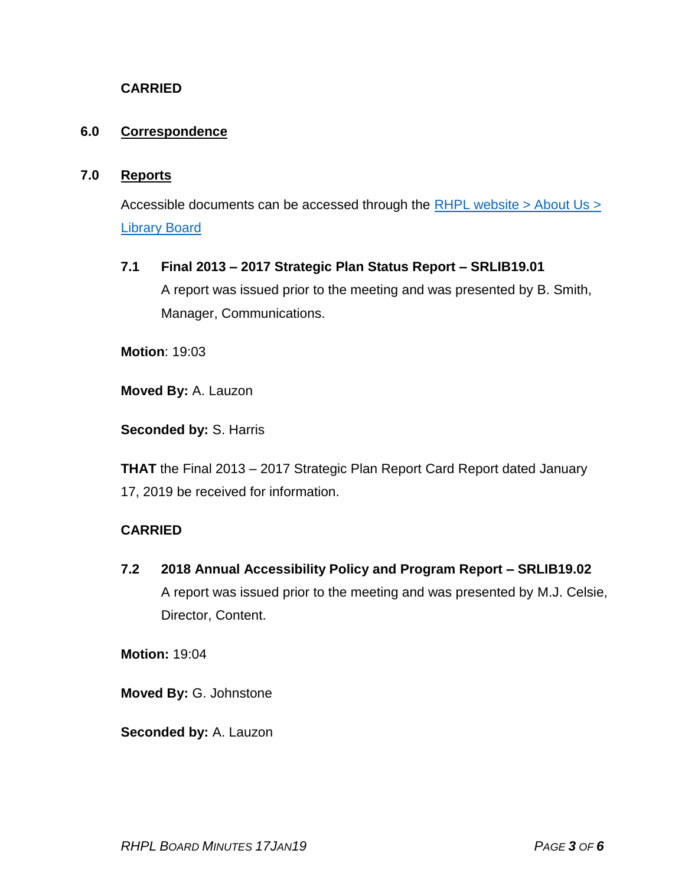**CARRIED**

## 6.0 Correspondence

## 7.0 Reports

Accessible documents can be accessed through the [RHPL website > About Us > Library Board]

### 7.1 Final 2013 – 2017 Strategic Plan Status Report – SRLIB19.01

A report was issued prior to the meeting and was presented by B. Smith, Manager, Communications.

**Motion**: 19:03

**Moved By:** A. Lauzon

**Seconded by:** S. Harris

**THAT** the Final 2013 – 2017 Strategic Plan Report Card Report dated January 17, 2019 be received for information.

**CARRIED**

### 7.2 2018 Annual Accessibility Policy and Program Report – SRLIB19.02

A report was issued prior to the meeting and was presented by M.J. Celsie, Director, Content.

**Motion:** 19:04

**Moved By:** G. Johnstone

**Seconded by:** A. Lauzon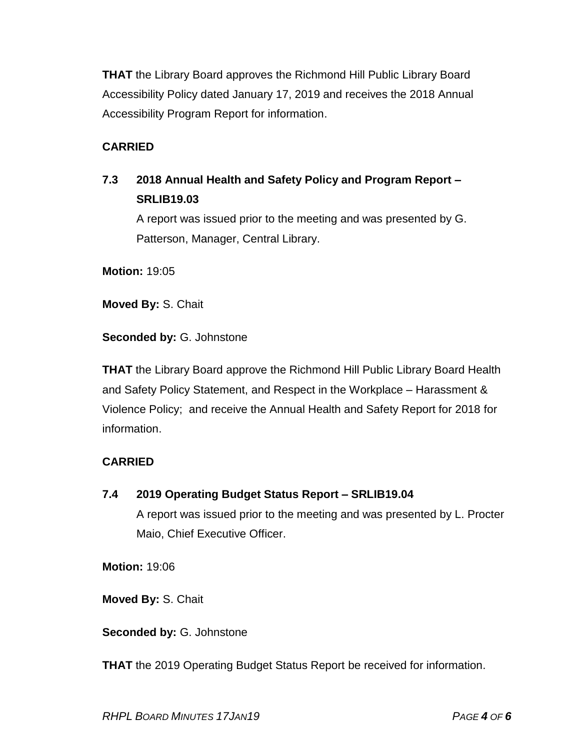**THAT** the Library Board approves the Richmond Hill Public Library Board Accessibility Policy dated January 17, 2019 and receives the 2018 Annual Accessibility Program Report for information.

**CARRIED**

### 7.3 2018 Annual Health and Safety Policy and Program Report – SRLIB19.03

A report was issued prior to the meeting and was presented by G. Patterson, Manager, Central Library.

**Motion:** 19:05

**Moved By:** S. Chait

**Seconded by:** G. Johnstone

**THAT** the Library Board approve the Richmond Hill Public Library Board Health and Safety Policy Statement, and Respect in the Workplace – Harassment & Violence Policy; and receive the Annual Health and Safety Report for 2018 for information.

**CARRIED**

### 7.4 2019 Operating Budget Status Report – SRLIB19.04

A report was issued prior to the meeting and was presented by L. Procter Maio, Chief Executive Officer.

**Motion:** 19:06

**Moved By:** S. Chait

**Seconded by:** G. Johnstone

**THAT** the 2019 Operating Budget Status Report be received for information.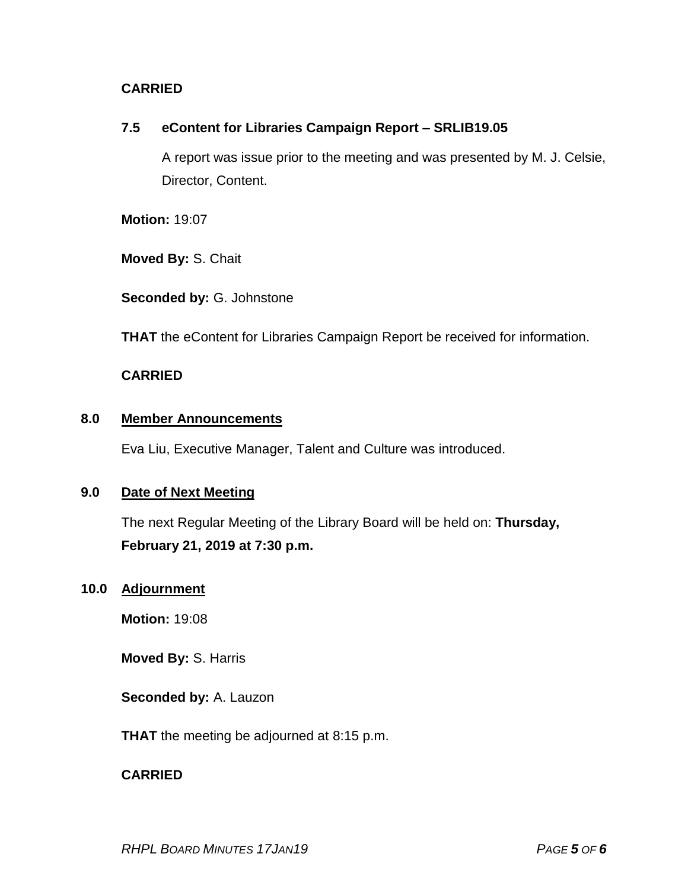**CARRIED**

### 7.5 eContent for Libraries Campaign Report – SRLIB19.05

A report was issue prior to the meeting and was presented by M. J. Celsie, Director, Content.

**Motion:** 19:07

**Moved By:** S. Chait

**Seconded by:** G. Johnstone

**THAT** the eContent for Libraries Campaign Report be received for information.

**CARRIED**

## 8.0 Member Announcements

Eva Liu, Executive Manager, Talent and Culture was introduced.

## 9.0 Date of Next Meeting

The next Regular Meeting of the Library Board will be held on: **Thursday, February 21, 2019 at 7:30 p.m.**

## 10.0 Adjournment

**Motion:** 19:08

**Moved By:** S. Harris

**Seconded by:** A. Lauzon

**THAT** the meeting be adjourned at 8:15 p.m.

**CARRIED**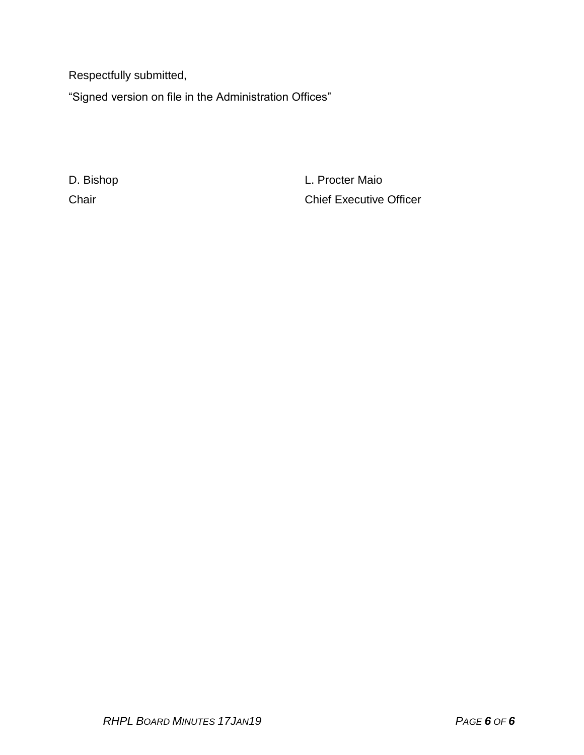Respectfully submitted,

“Signed version on file in the Administration Offices”

| | |
|---|---|
| D. Bishop | L. Procter Maio |
| Chair | Chief Executive Officer |